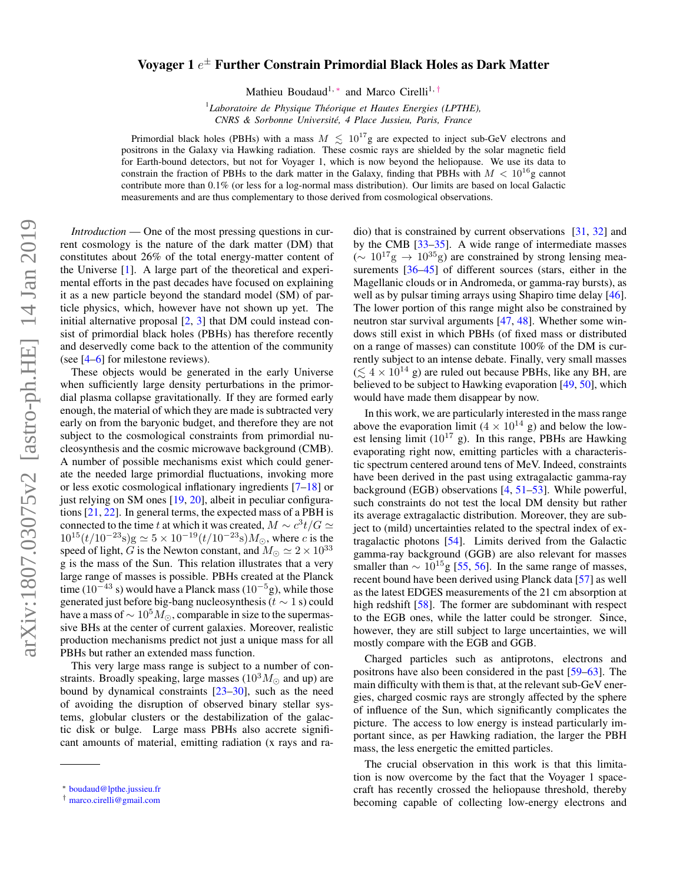# Voyager 1 $e^{\pm}$ Further Constrain Primordial Black Holes as Dark Matter

Mathieu Boudaud[1,*] and Marco Cirelli[1,†]

[1] *Laboratoire de Physique Théorique et Hautes Energies (LPTHE), CNRS & Sorbonne Université, 4 Place Jussieu, Paris, France*

Primordial black holes (PBHs) with a mass $M \lesssim 10^{17}$g are expected to inject sub-GeV electrons and positrons in the Galaxy via Hawking radiation. These cosmic rays are shielded by the solar magnetic field for Earth-bound detectors, but not for Voyager 1, which is now beyond the heliopause. We use its data to constrain the fraction of PBHs to the dark matter in the Galaxy, finding that PBHs with $M < 10^{16}$g cannot contribute more than 0.1% (or less for a log-normal mass distribution). Our limits are based on local Galactic measurements and are thus complementary to those derived from cosmological observations.

*Introduction* — One of the most pressing questions in current cosmology is the nature of the dark matter (DM) that constitutes about 26% of the total energy-matter content of the Universe [1]. A large part of the theoretical and experimental efforts in the past decades have focused on explaining it as a new particle beyond the standard model (SM) of particle physics, which, however have not shown up yet. The initial alternative proposal [2, 3] that DM could instead consist of primordial black holes (PBHs) has therefore recently and deservedly come back to the attention of the community (see [4–6] for milestone reviews).

These objects would be generated in the early Universe when sufficiently large density perturbations in the primordial plasma collapse gravitationally. If they are formed early enough, the material of which they are made is subtracted very early on from the baryonic budget, and therefore they are not subject to the cosmological constraints from primordial nucleosynthesis and the cosmic microwave background (CMB). A number of possible mechanisms exist which could generate the needed large primordial fluctuations, invoking more or less exotic cosmological inflationary ingredients [7–18] or just relying on SM ones [19, 20], albeit in peculiar configurations [21, 22]. In general terms, the expected mass of a PBH is connected to the time $t$ at which it was created, $M \sim c^3 t/G \simeq 10^{15}(t/10^{-23}\text{s})\text{g} \simeq 5\times10^{-19}(t/10^{-23}\text{s})M_\odot$, where $c$ is the speed of light, $G$ is the Newton constant, and $M_\odot \simeq 2\times10^{33}$ g is the mass of the Sun. This relation illustrates that a very large range of masses is possible. PBHs created at the Planck time ($10^{-43}$ s) would have a Planck mass ($10^{-5}$g), while those generated just before big-bang nucleosynthesis ($t \sim 1$ s) could have a mass of $\sim 10^5 M_\odot$, comparable in size to the supermassive BHs at the center of current galaxies. Moreover, realistic production mechanisms predict not just a unique mass for all PBHs but rather an extended mass function.

This very large mass range is subject to a number of constraints. Broadly speaking, large masses ($10^3 M_\odot$ and up) are bound by dynamical constraints [23–30], such as the need of avoiding the disruption of observed binary stellar systems, globular clusters or the destabilization of the galactic disk or bulge. Large mass PBHs also accrete significant amounts of material, emitting radiation (x rays and radio) that is constrained by current observations [31, 32] and by the CMB [33–35]. A wide range of intermediate masses ($\sim 10^{17}\text{g} \to 10^{35}$g) are constrained by strong lensing measurements [36–45] of different sources (stars, either in the Magellanic clouds or in Andromeda, or gamma-ray bursts), as well as by pulsar timing arrays using Shapiro time delay [46]. The lower portion of this range might also be constrained by neutron star survival arguments [47, 48]. Whether some windows still exist in which PBHs (of fixed mass or distributed on a range of masses) can constitute 100% of the DM is currently subject to an intense debate. Finally, very small masses ($\lesssim 4\times10^{14}$ g) are ruled out because PBHs, like any BH, are believed to be subject to Hawking evaporation [49, 50], which would have made them disappear by now.

In this work, we are particularly interested in the mass range above the evaporation limit ($4\times10^{14}$ g) and below the lowest lensing limit ($10^{17}$ g). In this range, PBHs are Hawking evaporating right now, emitting particles with a characteristic spectrum centered around tens of MeV. Indeed, constraints have been derived in the past using extragalactic gamma-ray background (EGB) observations [4, 51–53]. While powerful, such constraints do not test the local DM density but rather its average extragalactic distribution. Moreover, they are subject to (mild) uncertainties related to the spectral index of extragalactic photons [54]. Limits derived from the Galactic gamma-ray background (GGB) are also relevant for masses smaller than $\sim 10^{15}$g [55, 56]. In the same range of masses, recent bound have been derived using Planck data [57] as well as the latest EDGES measurements of the 21 cm absorption at high redshift [58]. The former are subdominant with respect to the EGB ones, while the latter could be stronger. Since, however, they are still subject to large uncertainties, we will mostly compare with the EGB and GGB.

Charged particles such as antiprotons, electrons and positrons have also been considered in the past [59–63]. The main difficulty with them is that, at the relevant sub-GeV energies, charged cosmic rays are strongly affected by the sphere of influence of the Sun, which significantly complicates the picture. The access to low energy is instead particularly important since, as per Hawking radiation, the larger the PBH mass, the less energetic the emitted particles.

The crucial observation in this work is that this limitation is now overcome by the fact that the Voyager 1 spacecraft has recently crossed the heliopause threshold, thereby becoming capable of collecting low-energy electrons and

* boudaud@lpthe.jussieu.fr
† marco.cirelli@gmail.com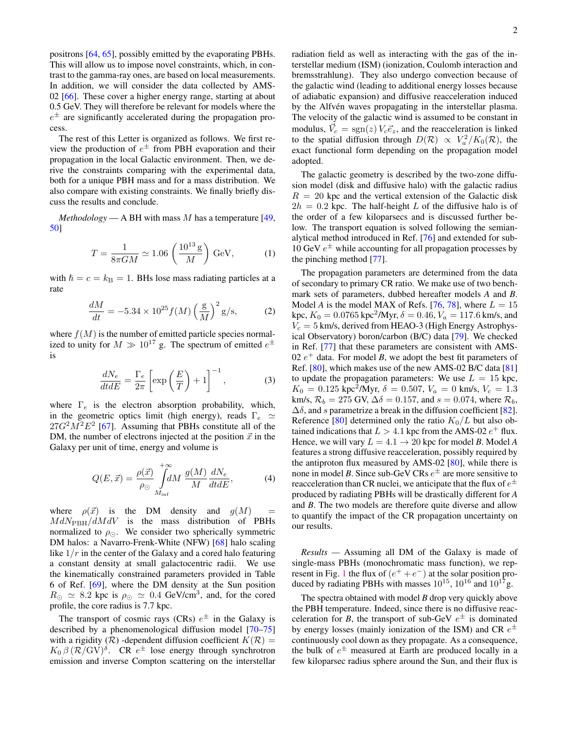positrons [64, 65], possibly emitted by the evaporating PBHs. This will allow us to impose novel constraints, which, in contrast to the gamma-ray ones, are based on local measurements. In addition, we will consider the data collected by AMS-02 [66]. These cover a higher energy range, starting at about 0.5 GeV. They will therefore be relevant for models where the $e^\pm$ are significantly accelerated during the propagation process.

The rest of this Letter is organized as follows. We first review the production of $e^\pm$ from PBH evaporation and their propagation in the local Galactic environment. Then, we derive the constraints comparing with the experimental data, both for a unique PBH mass and for a mass distribution. We also compare with existing constraints. We finally briefly discuss the results and conclude.

*Methodology* — A BH with mass $M$ has a temperature [49, 50]

$$T = \frac{1}{8\pi G M} \simeq 1.06 \left(\frac{10^{13}\,\mathrm{g}}{M}\right)\,\mathrm{GeV}, \tag{1}$$

with $\hbar = c = k_\mathrm{B} = 1$. BHs lose mass radiating particles at a rate

$$\frac{dM}{dt} = -5.34 \times 10^{25} f(M) \left(\frac{\mathrm{g}}{M}\right)^2 \mathrm{g/s}, \tag{2}$$

where $f(M)$ is the number of emitted particle species normalized to unity for $M \gg 10^{17}$ g. The spectrum of emitted $e^\pm$ is

$$\frac{dN_e}{dtdE} = \frac{\Gamma_e}{2\pi}\left[\exp\left(\frac{E}{T}\right) + 1\right]^{-1}, \tag{3}$$

where $\Gamma_e$ is the electron absorption probability, which, in the geometric optics limit (high energy), reads $\Gamma_e \simeq 27 G^2 M^2 E^2$ [67]. Assuming that PBHs constitute all of the DM, the number of electrons injected at the position $\vec{x}$ in the Galaxy per unit of time, energy and volume is

$$Q(E, \vec{x}) = \frac{\rho(\vec{x})}{\rho_\odot} \int_{M_\mathrm{inf}}^{+\infty} dM \, \frac{g(M)}{M} \frac{dN_e}{dtdE}, \tag{4}$$

where $\rho(\vec{x})$ is the DM density and $g(M) = M dN_\mathrm{PBH}/dMdV$ is the mass distribution of PBHs normalized to $\rho_\odot$. We consider two spherically symmetric DM halos: a Navarro-Frenk-White (NFW) [68] halo scaling like $1/r$ in the center of the Galaxy and a cored halo featuring a constant density at small galactocentric radii. We use the kinematically constrained parameters provided in Table 6 of Ref. [69], where the DM density at the Sun position $R_\odot \simeq 8.2$ kpc is $\rho_\odot \simeq 0.4$ GeV/cm$^3$, and, for the cored profile, the core radius is 7.7 kpc.

The transport of cosmic rays (CRs) $e^\pm$ in the Galaxy is described by a phenomenological diffusion model [70–75] with a rigidity ($\mathcal{R}$) -dependent diffusion coefficient $K(\mathcal{R}) = K_0\,\beta\,(\mathcal{R}/\mathrm{GV})^\delta$. CR $e^\pm$ lose energy through synchrotron emission and inverse Compton scattering on the interstellar radiation field as well as interacting with the gas of the interstellar medium (ISM) (ionization, Coulomb interaction and bremsstrahlung). They also undergo convection because of the galactic wind (leading to additional energy losses because of adiabatic expansion) and diffusive reacceleration induced by the Alfvén waves propagating in the interstellar plasma. The velocity of the galactic wind is assumed to be constant in modulus, $\vec{V}_c = \mathrm{sgn}(z)\,V_c \vec{e}_z$, and the reacceleration is linked to the spatial diffusion through $D(\mathcal{R}) \propto V_a^2/K_0(\mathcal{R})$, the exact functional form depending on the propagation model adopted.

The galactic geometry is described by the two-zone diffusion model (disk and diffusive halo) with the galactic radius $R = 20$ kpc and the vertical extension of the Galactic disk $2h = 0.2$ kpc. The half-height $L$ of the diffusive halo is of the order of a few kiloparsecs and is discussed further below. The transport equation is solved following the semianalytical method introduced in Ref. [76] and extended for sub-10 GeV $e^\pm$ while accounting for all propagation processes by the pinching method [77].

The propagation parameters are determined from the data of secondary to primary CR ratio. We make use of two benchmark sets of parameters, dubbed hereafter models *A* and *B*. Model *A* is the model MAX of Refs. [76, 78], where $L = 15$ kpc, $K_0 = 0.0765$ kpc$^2$/Myr, $\delta = 0.46$, $V_a = 117.6$ km/s, and $V_c = 5$ km/s, derived from HEAO-3 (High Energy Astrophysical Observatory) boron/carbon (B/C) data [79]. We checked in Ref. [77] that these parameters are consistent with AMS-02 $e^+$ data. For model *B*, we adopt the best fit parameters of Ref. [80], which makes use of the new AMS-02 B/C data [81] to update the propagation parameters: We use $L = 15$ kpc, $K_0 = 0.125$ kpc$^2$/Myr, $\delta = 0.507$, $V_a = 0$ km/s, $V_c = 1.3$ km/s, $\mathcal{R}_b = 275$ GV, $\Delta\delta = 0.157$, and $s = 0.074$, where $\mathcal{R}_b$, $\Delta\delta$, and $s$ parametrize a break in the diffusion coefficient [82]. Reference [80] determined only the ratio $K_0/L$ but also obtained indications that $L > 4.1$ kpc from the AMS-02 $e^+$ flux. Hence, we will vary $L = 4.1 \to 20$ kpc for model *B*. Model *A* features a strong diffusive reacceleration, possibly required by the antiproton flux measured by AMS-02 [80], while there is none in model *B*. Since sub-GeV CRs $e^\pm$ are more sensitive to reacceleration than CR nuclei, we anticipate that the flux of $e^\pm$ produced by radiating PBHs will be drastically different for *A* and *B*. The two models are therefore quite diverse and allow to quantify the impact of the CR propagation uncertainty on our results.

*Results* — Assuming all DM of the Galaxy is made of single-mass PBHs (monochromatic mass function), we represent in Fig. 1 the flux of $(e^+ + e^-)$ at the solar position produced by radiating PBHs with masses $10^{15}$, $10^{16}$ and $10^{17}$g.

The spectra obtained with model *B* drop very quickly above the PBH temperature. Indeed, since there is no diffusive reacceleration for *B*, the transport of sub-GeV $e^\pm$ is dominated by energy losses (mainly ionization of the ISM) and CR $e^\pm$ continuously cool down as they propagate. As a consequence, the bulk of $e^\pm$ measured at Earth are produced locally in a few kiloparsec radius sphere around the Sun, and their flux is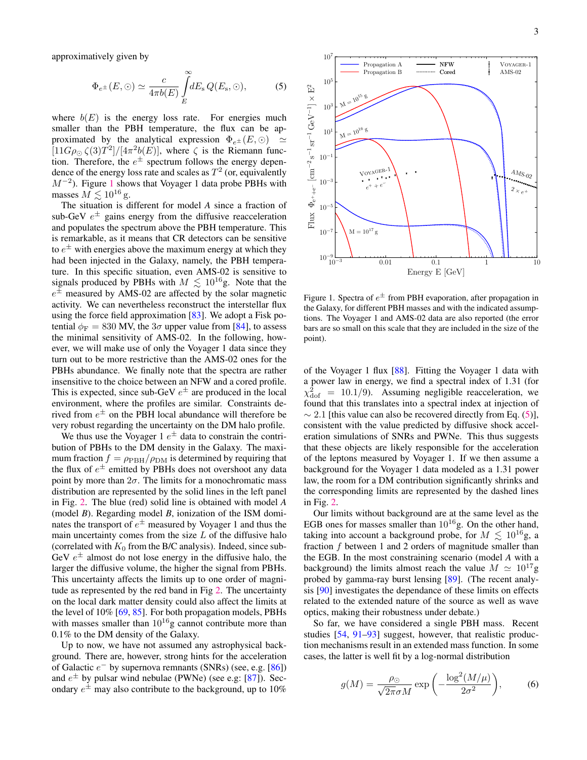approximatively given by

$$\Phi_{e^\pm}(E,\odot) \simeq \frac{c}{4\pi b(E)} \int_E^\infty dE_s\, Q(E_s,\odot), \tag{5}$$

where $b(E)$ is the energy loss rate. For energies much smaller than the PBH temperature, the flux can be approximated by the analytical expression $\Phi_{e^\pm}(E,\odot) \simeq [11G\rho_\odot\,\zeta(3)T^2]/[4\pi^2 b(E)]$, where $\zeta$ is the Riemann function. Therefore, the $e^\pm$ spectrum follows the energy dependence of the energy loss rate and scales as $T^2$ (or, equivalently $M^{-2}$). Figure 1 shows that Voyager 1 data probe PBHs with masses $M \lesssim 10^{16}$ g.

The situation is different for model *A* since a fraction of sub-GeV $e^\pm$ gains energy from the diffusive reacceleration and populates the spectrum above the PBH temperature. This is remarkable, as it means that CR detectors can be sensitive to $e^\pm$ with energies above the maximum energy at which they had been injected in the Galaxy, namely, the PBH temperature. In this specific situation, even AMS-02 is sensitive to signals produced by PBHs with $M \lesssim 10^{16}$g. Note that the $e^\pm$ measured by AMS-02 are affected by the solar magnetic activity. We can nevertheless reconstruct the interstellar flux using the force field approximation [83]. We adopt a Fisk potential $\phi_{\rm F} = 830$ MV, the $3\sigma$ upper value from [84], to assess the minimal sensitivity of AMS-02. In the following, however, we will make use of only the Voyager 1 data since they turn out to be more restrictive than the AMS-02 ones for the PBHs abundance. We finally note that the spectra are rather insensitive to the choice between an NFW and a cored profile. This is expected, since sub-GeV $e^\pm$ are produced in the local environment, where the profiles are similar. Constraints derived from $e^\pm$ on the PBH local abundance will therefore be very robust regarding the uncertainty on the DM halo profile.

We thus use the Voyager 1 $e^\pm$ data to constrain the contribution of PBHs to the DM density in the Galaxy. The maximum fraction $f = \rho_{\rm PBH}/\rho_{\rm DM}$ is determined by requiring that the flux of $e^\pm$ emitted by PBHs does not overshoot any data point by more than $2\sigma$. The limits for a monochromatic mass distribution are represented by the solid lines in the left panel in Fig. 2. The blue (red) solid line is obtained with model *A* (model *B*). Regarding model *B*, ionization of the ISM dominates the transport of $e^\pm$ measured by Voyager 1 and thus the main uncertainty comes from the size $L$ of the diffusive halo (correlated with $K_0$ from the B/C analysis). Indeed, since sub-GeV $e^\pm$ almost do not lose energy in the diffusive halo, the larger the diffusive volume, the higher the signal from PBHs. This uncertainty affects the limits up to one order of magnitude as represented by the red band in Fig 2. The uncertainty on the local dark matter density could also affect the limits at the level of 10% [69, 85]. For both propagation models, PBHs with masses smaller than $10^{16}$g cannot contribute more than 0.1% to the DM density of the Galaxy.

Up to now, we have not assumed any astrophysical background. There are, however, strong hints for the acceleration of Galactic $e^-$ by supernova remnants (SNRs) (see, e.g. [86]) and $e^\pm$ by pulsar wind nebulae (PWNe) (see e.g: [87]). Secondary $e^\pm$ may also contribute to the background, up to 10%

Figure 1. Spectra of $e^\pm$ from PBH evaporation, after propagation in the Galaxy, for different PBH masses and with the indicated assumptions. The Voyager 1 and AMS-02 data are also reported (the error bars are so small on this scale that they are included in the size of the point).

of the Voyager 1 flux [88]. Fitting the Voyager 1 data with a power law in energy, we find a spectral index of 1.31 (for $\chi^2_{\rm dof} = 10.1/9$). Assuming negligible reacceleration, we found that this translates into a spectral index at injection of $\sim 2.1$ [this value can also be recovered directly from Eq. (5)], consistent with the value predicted by diffusive shock acceleration simulations of SNRs and PWNe. This thus suggests that these objects are likely responsible for the acceleration of the leptons measured by Voyager 1. If we then assume a background for the Voyager 1 data modeled as a 1.31 power law, the room for a DM contribution significantly shrinks and the corresponding limits are represented by the dashed lines in Fig. 2.

Our limits without background are at the same level as the EGB ones for masses smaller than $10^{16}$g. On the other hand, taking into account a background probe, for $M \lesssim 10^{16}$g, a fraction $f$ between 1 and 2 orders of magnitude smaller than the EGB. In the most constraining scenario (model *A* with a background) the limits almost reach the value $M \simeq 10^{17}$g probed by gamma-ray burst lensing [89]. (The recent analysis [90] investigates the dependance of these limits on effects related to the extended nature of the source as well as wave optics, making their robustness under debate.)

So far, we have considered a single PBH mass. Recent studies [54, 91–93] suggest, however, that realistic production mechanisms result in an extended mass function. In some cases, the latter is well fit by a log-normal distribution

$$g(M) = \frac{\rho_\odot}{\sqrt{2\pi}\sigma M} \exp\left(-\frac{\log^2(M/\mu)}{2\sigma^2}\right), \tag{6}$$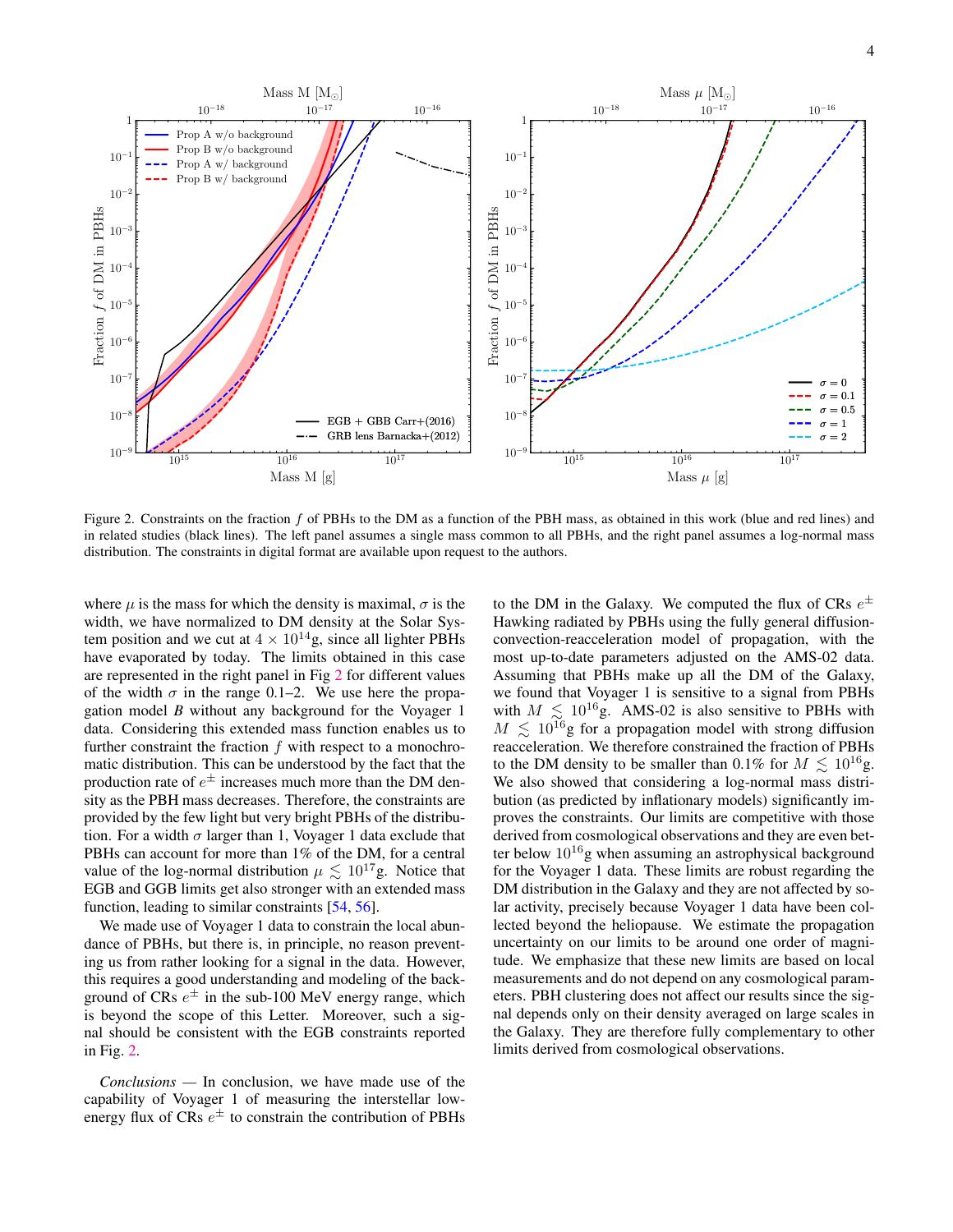Figure 2. Constraints on the fraction $f$ of PBHs to the DM as a function of the PBH mass, as obtained in this work (blue and red lines) and in related studies (black lines). The left panel assumes a single mass common to all PBHs, and the right panel assumes a log-normal mass distribution. The constraints in digital format are available upon request to the authors.

where $\mu$ is the mass for which the density is maximal, $\sigma$ is the width, we have normalized to DM density at the Solar System position and we cut at $4 \times 10^{14}$g, since all lighter PBHs have evaporated by today. The limits obtained in this case are represented in the right panel in Fig 2 for different values of the width $\sigma$ in the range 0.1–2. We use here the propagation model *B* without any background for the Voyager 1 data. Considering this extended mass function enables us to further constraint the fraction $f$ with respect to a monochromatic distribution. This can be understood by the fact that the production rate of $e^{\pm}$ increases much more than the DM density as the PBH mass decreases. Therefore, the constraints are provided by the few light but very bright PBHs of the distribution. For a width $\sigma$ larger than 1, Voyager 1 data exclude that PBHs can account for more than 1% of the DM, for a central value of the log-normal distribution $\mu \lesssim 10^{17}$g. Notice that EGB and GGB limits get also stronger with an extended mass function, leading to similar constraints [54, 56].

We made use of Voyager 1 data to constrain the local abundance of PBHs, but there is, in principle, no reason preventing us from rather looking for a signal in the data. However, this requires a good understanding and modeling of the background of CRs $e^{\pm}$ in the sub-100 MeV energy range, which is beyond the scope of this Letter. Moreover, such a signal should be consistent with the EGB constraints reported in Fig. 2.

*Conclusions* — In conclusion, we have made use of the capability of Voyager 1 of measuring the interstellar low-energy flux of CRs $e^{\pm}$ to constrain the contribution of PBHs to the DM in the Galaxy. We computed the flux of CRs $e^{\pm}$ Hawking radiated by PBHs using the fully general diffusion-convection-reacceleration model of propagation, with the most up-to-date parameters adjusted on the AMS-02 data. Assuming that PBHs make up all the DM of the Galaxy, we found that Voyager 1 is sensitive to a signal from PBHs with $M \lesssim 10^{16}$g. AMS-02 is also sensitive to PBHs with $M \lesssim 10^{16}$g for a propagation model with strong diffusion reacceleration. We therefore constrained the fraction of PBHs to the DM density to be smaller than 0.1% for $M \lesssim 10^{16}$g. We also showed that considering a log-normal mass distribution (as predicted by inflationary models) significantly improves the constraints. Our limits are competitive with those derived from cosmological observations and they are even better below $10^{16}$g when assuming an astrophysical background for the Voyager 1 data. These limits are robust regarding the DM distribution in the Galaxy and they are not affected by solar activity, precisely because Voyager 1 data have been collected beyond the heliopause. We estimate the propagation uncertainty on our limits to be around one order of magnitude. We emphasize that these new limits are based on local measurements and do not depend on any cosmological parameters. PBH clustering does not affect our results since the signal depends only on their density averaged on large scales in the Galaxy. They are therefore fully complementary to other limits derived from cosmological observations.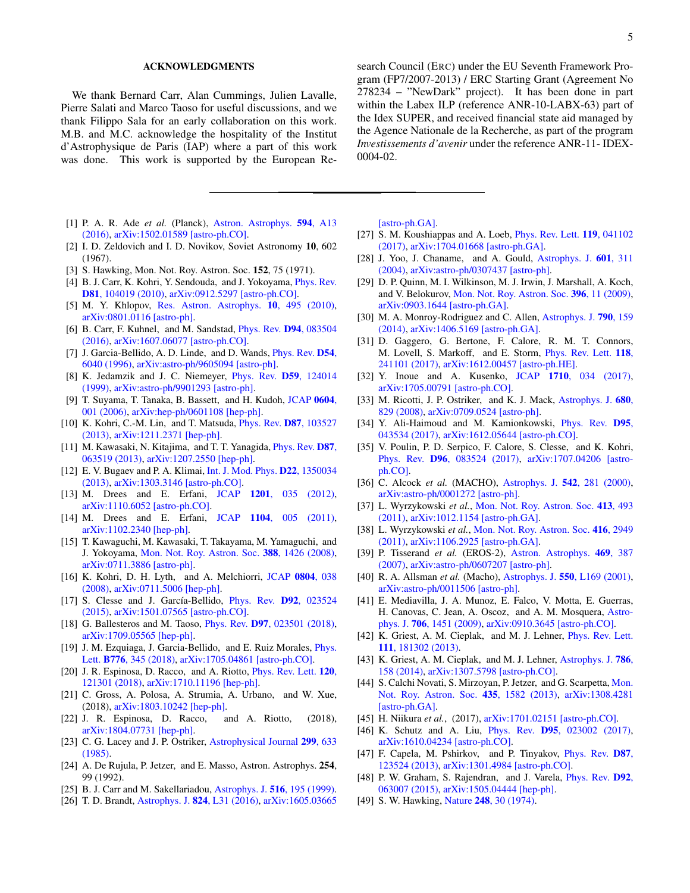## ACKNOWLEDGMENTS

We thank Bernard Carr, Alan Cummings, Julien Lavalle, Pierre Salati and Marco Taoso for useful discussions, and we thank Filippo Sala for an early collaboration on this work. M.B. and M.C. acknowledge the hospitality of the Institut d'Astrophysique de Paris (IAP) where a part of this work was done. This work is supported by the European Research Council (ERC) under the EU Seventh Framework Program (FP7/2007-2013) / ERC Starting Grant (Agreement No 278234 – "NewDark" project). It has been done in part within the Labex ILP (reference ANR-10-LABX-63) part of the Idex SUPER, and received financial state aid managed by the Agence Nationale de la Recherche, as part of the program *Investissements d'avenir* under the reference ANR-11- IDEX-0004-02.

---

[1] P. A. R. Ade *et al.* (Planck), Astron. Astrophys. **594**, A13 (2016), arXiv:1502.01589 [astro-ph.CO].
[2] I. D. Zeldovich and I. D. Novikov, Soviet Astronomy **10**, 602 (1967).
[3] S. Hawking, Mon. Not. Roy. Astron. Soc. **152**, 75 (1971).
[4] B. J. Carr, K. Kohri, Y. Sendouda, and J. Yokoyama, Phys. Rev. **D81**, 104019 (2010), arXiv:0912.5297 [astro-ph.CO].
[5] M. Y. Khlopov, Res. Astron. Astrophys. **10**, 495 (2010), arXiv:0801.0116 [astro-ph].
[6] B. Carr, F. Kuhnel, and M. Sandstad, Phys. Rev. **D94**, 083504 (2016), arXiv:1607.06077 [astro-ph.CO].
[7] J. Garcia-Bellido, A. D. Linde, and D. Wands, Phys. Rev. **D54**, 6040 (1996), arXiv:astro-ph/9605094 [astro-ph].
[8] K. Jedamzik and J. C. Niemeyer, Phys. Rev. **D59**, 124014 (1999), arXiv:astro-ph/9901293 [astro-ph].
[9] T. Suyama, T. Tanaka, B. Bassett, and H. Kudoh, JCAP **0604**, 001 (2006), arXiv:hep-ph/0601108 [hep-ph].
[10] K. Kohri, C.-M. Lin, and T. Matsuda, Phys. Rev. **D87**, 103527 (2013), arXiv:1211.2371 [hep-ph].
[11] M. Kawasaki, N. Kitajima, and T. T. Yanagida, Phys. Rev. **D87**, 063519 (2013), arXiv:1207.2550 [hep-ph].
[12] E. V. Bugaev and P. A. Klimai, Int. J. Mod. Phys. **D22**, 1350034 (2013), arXiv:1303.3146 [astro-ph.CO].
[13] M. Drees and E. Erfani, JCAP **1201**, 035 (2012), arXiv:1110.6052 [astro-ph.CO].
[14] M. Drees and E. Erfani, JCAP **1104**, 005 (2011), arXiv:1102.2340 [hep-ph].
[15] T. Kawaguchi, M. Kawasaki, T. Takayama, M. Yamaguchi, and J. Yokoyama, Mon. Not. Roy. Astron. Soc. **388**, 1426 (2008), arXiv:0711.3886 [astro-ph].
[16] K. Kohri, D. H. Lyth, and A. Melchiorri, JCAP **0804**, 038 (2008), arXiv:0711.5006 [hep-ph].
[17] S. Clesse and J. García-Bellido, Phys. Rev. **D92**, 023524 (2015), arXiv:1501.07565 [astro-ph.CO].
[18] G. Ballesteros and M. Taoso, Phys. Rev. **D97**, 023501 (2018), arXiv:1709.05565 [hep-ph].
[19] J. M. Ezquiaga, J. Garcia-Bellido, and E. Ruiz Morales, Phys. Lett. **B776**, 345 (2018), arXiv:1705.04861 [astro-ph.CO].
[20] J. R. Espinosa, D. Racco, and A. Riotto, Phys. Rev. Lett. **120**, 121301 (2018), arXiv:1710.11196 [hep-ph].
[21] C. Gross, A. Polosa, A. Strumia, A. Urbano, and W. Xue, (2018), arXiv:1803.10242 [hep-ph].
[22] J. R. Espinosa, D. Racco, and A. Riotto, (2018), arXiv:1804.07731 [hep-ph].
[23] C. G. Lacey and J. P. Ostriker, Astrophysical Journal **299**, 633 (1985).
[24] A. De Rujula, P. Jetzer, and E. Masso, Astron. Astrophys. **254**, 99 (1992).
[25] B. J. Carr and M. Sakellariadou, Astrophys. J. **516**, 195 (1999).
[26] T. D. Brandt, Astrophys. J. **824**, L31 (2016), arXiv:1605.03665 [astro-ph.GA].
[27] S. M. Koushiappas and A. Loeb, Phys. Rev. Lett. **119**, 041102 (2017), arXiv:1704.01668 [astro-ph.GA].
[28] J. Yoo, J. Chaname, and A. Gould, Astrophys. J. **601**, 311 (2004), arXiv:astro-ph/0307437 [astro-ph].
[29] D. P. Quinn, M. I. Wilkinson, M. J. Irwin, J. Marshall, A. Koch, and V. Belokurov, Mon. Not. Roy. Astron. Soc. **396**, 11 (2009), arXiv:0903.1644 [astro-ph.GA].
[30] M. A. Monroy-Rodriguez and C. Allen, Astrophys. J. **790**, 159 (2014), arXiv:1406.5169 [astro-ph.GA].
[31] D. Gaggero, G. Bertone, F. Calore, R. M. T. Connors, M. Lovell, S. Markoff, and E. Storm, Phys. Rev. Lett. **118**, 241101 (2017), arXiv:1612.00457 [astro-ph.HE].
[32] Y. Inoue and A. Kusenko, JCAP **1710**, 034 (2017), arXiv:1705.00791 [astro-ph.CO].
[33] M. Ricotti, J. P. Ostriker, and K. J. Mack, Astrophys. J. **680**, 829 (2008), arXiv:0709.0524 [astro-ph].
[34] Y. Ali-Haimoud and M. Kamionkowski, Phys. Rev. **D95**, 043534 (2017), arXiv:1612.05644 [astro-ph.CO].
[35] V. Poulin, P. D. Serpico, F. Calore, S. Clesse, and K. Kohri, Phys. Rev. **D96**, 083524 (2017), arXiv:1707.04206 [astro-ph.CO].
[36] C. Alcock *et al.* (MACHO), Astrophys. J. **542**, 281 (2000), arXiv:astro-ph/0001272 [astro-ph].
[37] L. Wyrzykowski *et al.*, Mon. Not. Roy. Astron. Soc. **413**, 493 (2011), arXiv:1012.1154 [astro-ph.GA].
[38] L. Wyrzykowski *et al.*, Mon. Not. Roy. Astron. Soc. **416**, 2949 (2011), arXiv:1106.2925 [astro-ph.GA].
[39] P. Tisserand *et al.* (EROS-2), Astron. Astrophys. **469**, 387 (2007), arXiv:astro-ph/0607207 [astro-ph].
[40] R. A. Allsman *et al.* (Macho), Astrophys. J. **550**, L169 (2001), arXiv:astro-ph/0011506 [astro-ph].
[41] E. Mediavilla, J. A. Munoz, E. Falco, V. Motta, E. Guerras, H. Canovas, C. Jean, A. Oscoz, and A. M. Mosquera, Astrophys. J. **706**, 1451 (2009), arXiv:0910.3645 [astro-ph.CO].
[42] K. Griest, A. M. Cieplak, and M. J. Lehner, Phys. Rev. Lett. **111**, 181302 (2013).
[43] K. Griest, A. M. Cieplak, and M. J. Lehner, Astrophys. J. **786**, 158 (2014), arXiv:1307.5798 [astro-ph.CO].
[44] S. Calchi Novati, S. Mirzoyan, P. Jetzer, and G. Scarpetta, Mon. Not. Roy. Astron. Soc. **435**, 1582 (2013), arXiv:1308.4281 [astro-ph.GA].
[45] H. Niikura *et al.*, (2017), arXiv:1701.02151 [astro-ph.CO].
[46] K. Schutz and A. Liu, Phys. Rev. **D95**, 023002 (2017), arXiv:1610.04234 [astro-ph.CO].
[47] F. Capela, M. Pshirkov, and P. Tinyakov, Phys. Rev. **D87**, 123524 (2013), arXiv:1301.4984 [astro-ph.CO].
[48] P. W. Graham, S. Rajendran, and J. Varela, Phys. Rev. **D92**, 063007 (2015), arXiv:1505.04444 [hep-ph].
[49] S. W. Hawking, Nature **248**, 30 (1974).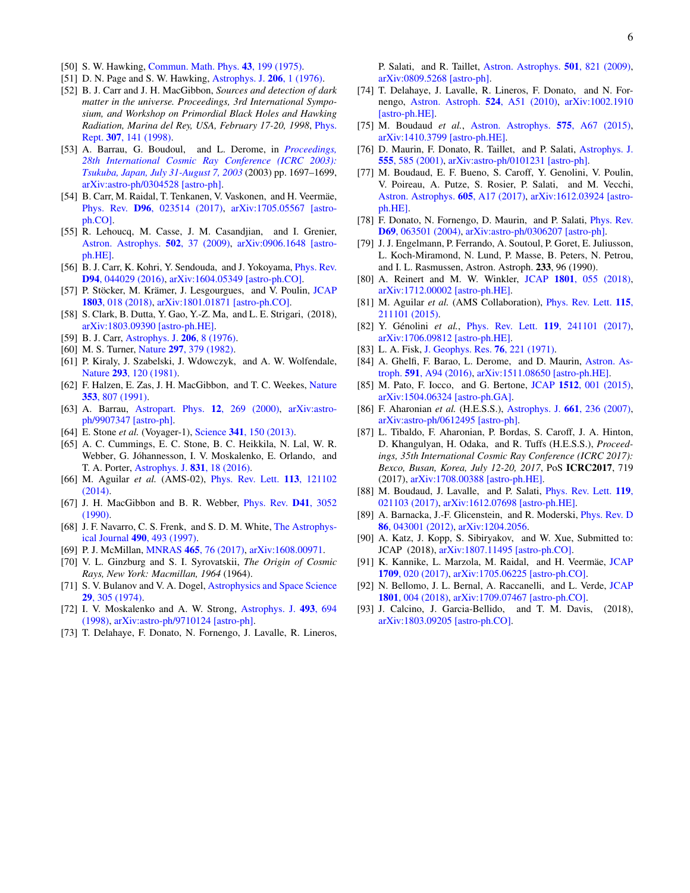[50] S. W. Hawking, Commun. Math. Phys. **43**, 199 (1975).

[51] D. N. Page and S. W. Hawking, Astrophys. J. **206**, 1 (1976).

[52] B. J. Carr and J. H. MacGibbon, *Sources and detection of dark matter in the universe. Proceedings, 3rd International Symposium, and Workshop on Primordial Black Holes and Hawking Radiation, Marina del Rey, USA, February 17-20, 1998*, Phys. Rept. **307**, 141 (1998).

[53] A. Barrau, G. Boudoul, and L. Derome, in *Proceedings, 28th International Cosmic Ray Conference (ICRC 2003): Tsukuba, Japan, July 31-August 7, 2003* (2003) pp. 1697–1699, arXiv:astro-ph/0304528 [astro-ph].

[54] B. Carr, M. Raidal, T. Tenkanen, V. Vaskonen, and H. Veermäe, Phys. Rev. **D96**, 023514 (2017), arXiv:1705.05567 [astro-ph.CO].

[55] R. Lehoucq, M. Casse, J. M. Casandjian, and I. Grenier, Astron. Astrophys. **502**, 37 (2009), arXiv:0906.1648 [astro-ph.HE].

[56] B. J. Carr, K. Kohri, Y. Sendouda, and J. Yokoyama, Phys. Rev. **D94**, 044029 (2016), arXiv:1604.05349 [astro-ph.CO].

[57] P. Stöcker, M. Krämer, J. Lesgourgues, and V. Poulin, JCAP **1803**, 018 (2018), arXiv:1801.01871 [astro-ph.CO].

[58] S. Clark, B. Dutta, Y. Gao, Y.-Z. Ma, and L. E. Strigari, (2018), arXiv:1803.09390 [astro-ph.HE].

[59] B. J. Carr, Astrophys. J. **206**, 8 (1976).

[60] M. S. Turner, Nature **297**, 379 (1982).

[61] P. Kiraly, J. Szabelski, J. Wdowczyk, and A. W. Wolfendale, Nature **293**, 120 (1981).

[62] F. Halzen, E. Zas, J. H. MacGibbon, and T. C. Weekes, Nature **353**, 807 (1991).

[63] A. Barrau, Astropart. Phys. **12**, 269 (2000), arXiv:astro-ph/9907347 [astro-ph].

[64] E. Stone *et al.* (Voyager-1), Science **341**, 150 (2013).

[65] A. C. Cummings, E. C. Stone, B. C. Heikkila, N. Lal, W. R. Webber, G. Jóhannesson, I. V. Moskalenko, E. Orlando, and T. A. Porter, Astrophys. J. **831**, 18 (2016).

[66] M. Aguilar *et al.* (AMS-02), Phys. Rev. Lett. **113**, 121102 (2014).

[67] J. H. MacGibbon and B. R. Webber, Phys. Rev. **D41**, 3052 (1990).

[68] J. F. Navarro, C. S. Frenk, and S. D. M. White, The Astrophysical Journal **490**, 493 (1997).

[69] P. J. McMillan, MNRAS **465**, 76 (2017), arXiv:1608.00971.

[70] V. L. Ginzburg and S. I. Syrovatskii, *The Origin of Cosmic Rays, New York: Macmillan, 1964* (1964).

[71] S. V. Bulanov and V. A. Dogel, Astrophysics and Space Science **29**, 305 (1974).

[72] I. V. Moskalenko and A. W. Strong, Astrophys. J. **493**, 694 (1998), arXiv:astro-ph/9710124 [astro-ph].

[73] T. Delahaye, F. Donato, N. Fornengo, J. Lavalle, R. Lineros, P. Salati, and R. Taillet, Astron. Astrophys. **501**, 821 (2009), arXiv:0809.5268 [astro-ph].

[74] T. Delahaye, J. Lavalle, R. Lineros, F. Donato, and N. Fornengo, Astron. Astroph. **524**, A51 (2010), arXiv:1002.1910 [astro-ph.HE].

[75] M. Boudaud *et al.*, Astron. Astrophys. **575**, A67 (2015), arXiv:1410.3799 [astro-ph.HE].

[76] D. Maurin, F. Donato, R. Taillet, and P. Salati, Astrophys. J. **555**, 585 (2001), arXiv:astro-ph/0101231 [astro-ph].

[77] M. Boudaud, E. F. Bueno, S. Caroff, Y. Genolini, V. Poulin, V. Poireau, A. Putze, S. Rosier, P. Salati, and M. Vecchi, Astron. Astrophys. **605**, A17 (2017), arXiv:1612.03924 [astro-ph.HE].

[78] F. Donato, N. Fornengo, D. Maurin, and P. Salati, Phys. Rev. **D69**, 063501 (2004), arXiv:astro-ph/0306207 [astro-ph].

[79] J. J. Engelmann, P. Ferrando, A. Soutoul, P. Goret, E. Juliusson, L. Koch-Miramond, N. Lund, P. Masse, B. Peters, N. Petrou, and I. L. Rasmussen, Astron. Astroph. **233**, 96 (1990).

[80] A. Reinert and M. W. Winkler, JCAP **1801**, 055 (2018), arXiv:1712.00002 [astro-ph.HE].

[81] M. Aguilar *et al.* (AMS Collaboration), Phys. Rev. Lett. **115**, 211101 (2015).

[82] Y. Génolini *et al.*, Phys. Rev. Lett. **119**, 241101 (2017), arXiv:1706.09812 [astro-ph.HE].

[83] L. A. Fisk, J. Geophys. Res. **76**, 221 (1971).

[84] A. Ghelfi, F. Barao, L. Derome, and D. Maurin, Astron. Astroph. **591**, A94 (2016), arXiv:1511.08650 [astro-ph.HE].

[85] M. Pato, F. Iocco, and G. Bertone, JCAP **1512**, 001 (2015), arXiv:1504.06324 [astro-ph.GA].

[86] F. Aharonian *et al.* (H.E.S.S.), Astrophys. J. **661**, 236 (2007), arXiv:astro-ph/0612495 [astro-ph].

[87] L. Tibaldo, F. Aharonian, P. Bordas, S. Caroff, J. A. Hinton, D. Khangulyan, H. Odaka, and R. Tuffs (H.E.S.S.), *Proceedings, 35th International Cosmic Ray Conference (ICRC 2017): Bexco, Busan, Korea, July 12-20, 2017*, PoS **ICRC2017**, 719 (2017), arXiv:1708.00388 [astro-ph.HE].

[88] M. Boudaud, J. Lavalle, and P. Salati, Phys. Rev. Lett. **119**, 021103 (2017), arXiv:1612.07698 [astro-ph.HE].

[89] A. Barnacka, J.-F. Glicenstein, and R. Moderski, Phys. Rev. D **86**, 043001 (2012), arXiv:1204.2056.

[90] A. Katz, J. Kopp, S. Sibiryakov, and W. Xue, Submitted to: JCAP (2018), arXiv:1807.11495 [astro-ph.CO].

[91] K. Kannike, L. Marzola, M. Raidal, and H. Veermäe, JCAP **1709**, 020 (2017), arXiv:1705.06225 [astro-ph.CO].

[92] N. Bellomo, J. L. Bernal, A. Raccanelli, and L. Verde, JCAP **1801**, 004 (2018), arXiv:1709.07467 [astro-ph.CO].

[93] J. Calcino, J. Garcia-Bellido, and T. M. Davis, (2018), arXiv:1803.09205 [astro-ph.CO].